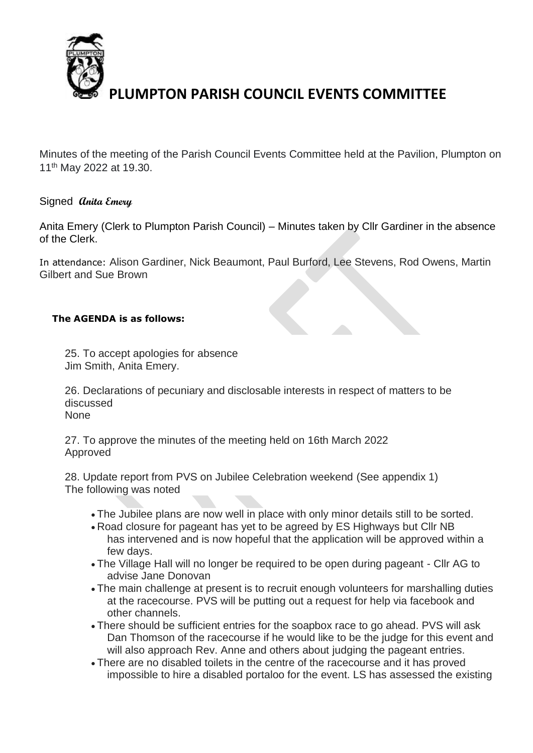# PLUMPTON PARISH COUNCIL EVENTS COMMITTEE

Minutes of the meeting of the Parish Council Events Committee held at the Pavilion, Plumpton on 11th May 2022 at 19.30.

Signed *Anita Emery*

Anita Emery (Clerk to Plumpton Parish Council) – Minutes taken by Cllr Gardiner in the absence of the Clerk.

In attendance: Alison Gardiner, Nick Beaumont, Paul Burford, Lee Stevens, Rod Owens, Martin Gilbert and Sue Brown

**The AGENDA is as follows:**

25. To accept apologies for absence
Jim Smith, Anita Emery.

26. Declarations of pecuniary and disclosable interests in respect of matters to be discussed
None

27. To approve the minutes of the meeting held on 16th March 2022
Approved

28. Update report from PVS on Jubilee Celebration weekend (See appendix 1)
The following was noted

- The Jubilee plans are now well in place with only minor details still to be sorted.
- Road closure for pageant has yet to be agreed by ES Highways but Cllr NB has intervened and is now hopeful that the application will be approved within a few days.
- The Village Hall will no longer be required to be open during pageant - Cllr AG to advise Jane Donovan
- The main challenge at present is to recruit enough volunteers for marshalling duties at the racecourse. PVS will be putting out a request for help via facebook and other channels.
- There should be sufficient entries for the soapbox race to go ahead. PVS will ask Dan Thomson of the racecourse if he would like to be the judge for this event and will also approach Rev. Anne and others about judging the pageant entries.
- There are no disabled toilets in the centre of the racecourse and it has proved impossible to hire a disabled portaloo for the event. LS has assessed the existing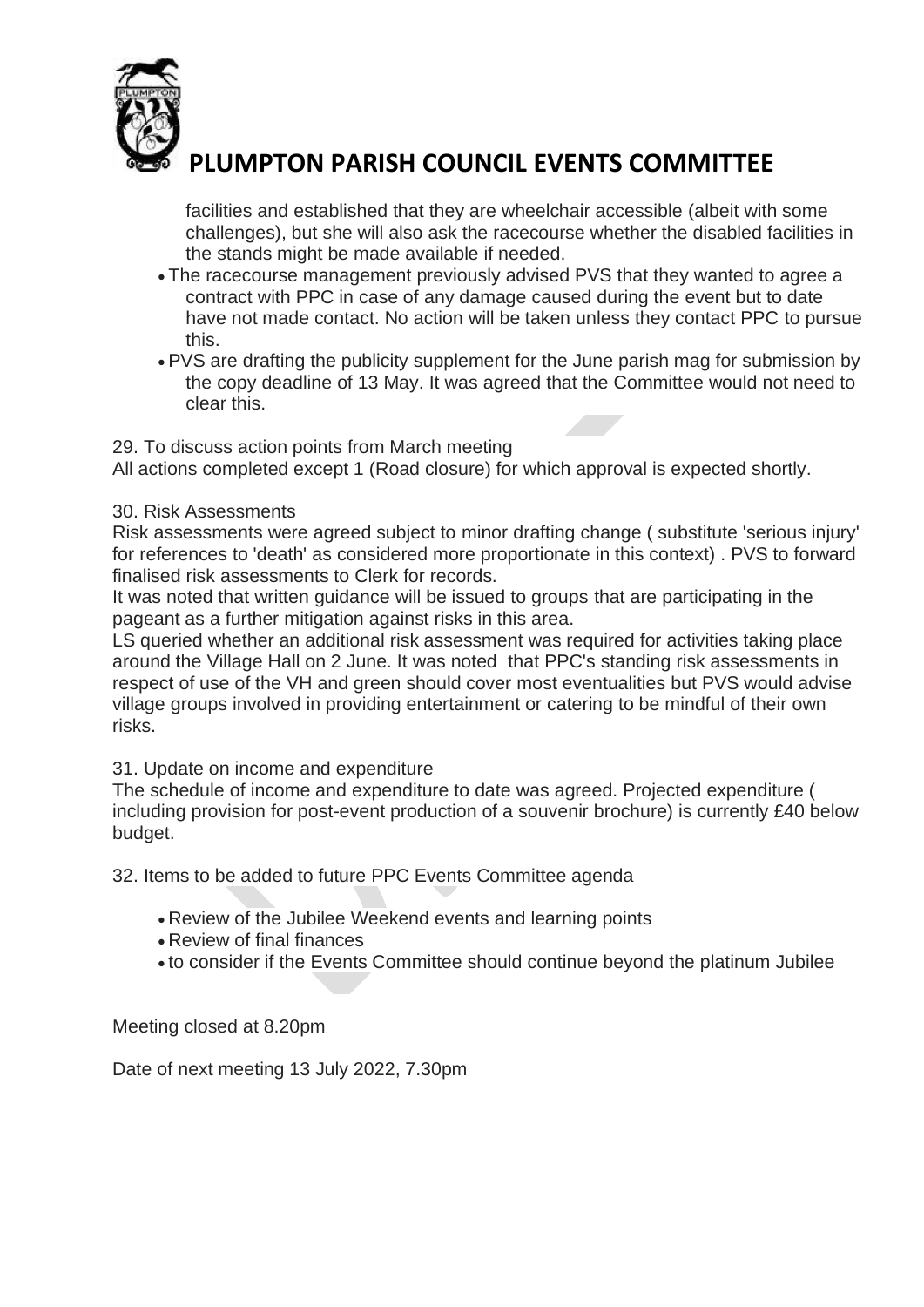facilities and established that they are wheelchair accessible (albeit with some challenges), but she will also ask the racecourse whether the disabled facilities in the stands might be made available if needed.

- The racecourse management previously advised PVS that they wanted to agree a contract with PPC in case of any damage caused during the event but to date have not made contact. No action will be taken unless they contact PPC to pursue this.
- PVS are drafting the publicity supplement for the June parish mag for submission by the copy deadline of 13 May. It was agreed that the Committee would not need to clear this.

29. To discuss action points from March meeting

All actions completed except 1 (Road closure) for which approval is expected shortly.

30. Risk Assessments

Risk assessments were agreed subject to minor drafting change ( substitute 'serious injury' for references to 'death' as considered more proportionate in this context) . PVS to forward finalised risk assessments to Clerk for records.

It was noted that written guidance will be issued to groups that are participating in the pageant as a further mitigation against risks in this area.

LS queried whether an additional risk assessment was required for activities taking place around the Village Hall on 2 June. It was noted that PPC's standing risk assessments in respect of use of the VH and green should cover most eventualities but PVS would advise village groups involved in providing entertainment or catering to be mindful of their own risks.

31. Update on income and expenditure

The schedule of income and expenditure to date was agreed. Projected expenditure ( including provision for post-event production of a souvenir brochure) is currently £40 below budget.

32. Items to be added to future PPC Events Committee agenda

- Review of the Jubilee Weekend events and learning points
- Review of final finances
- to consider if the Events Committee should continue beyond the platinum Jubilee

Meeting closed at 8.20pm

Date of next meeting 13 July 2022, 7.30pm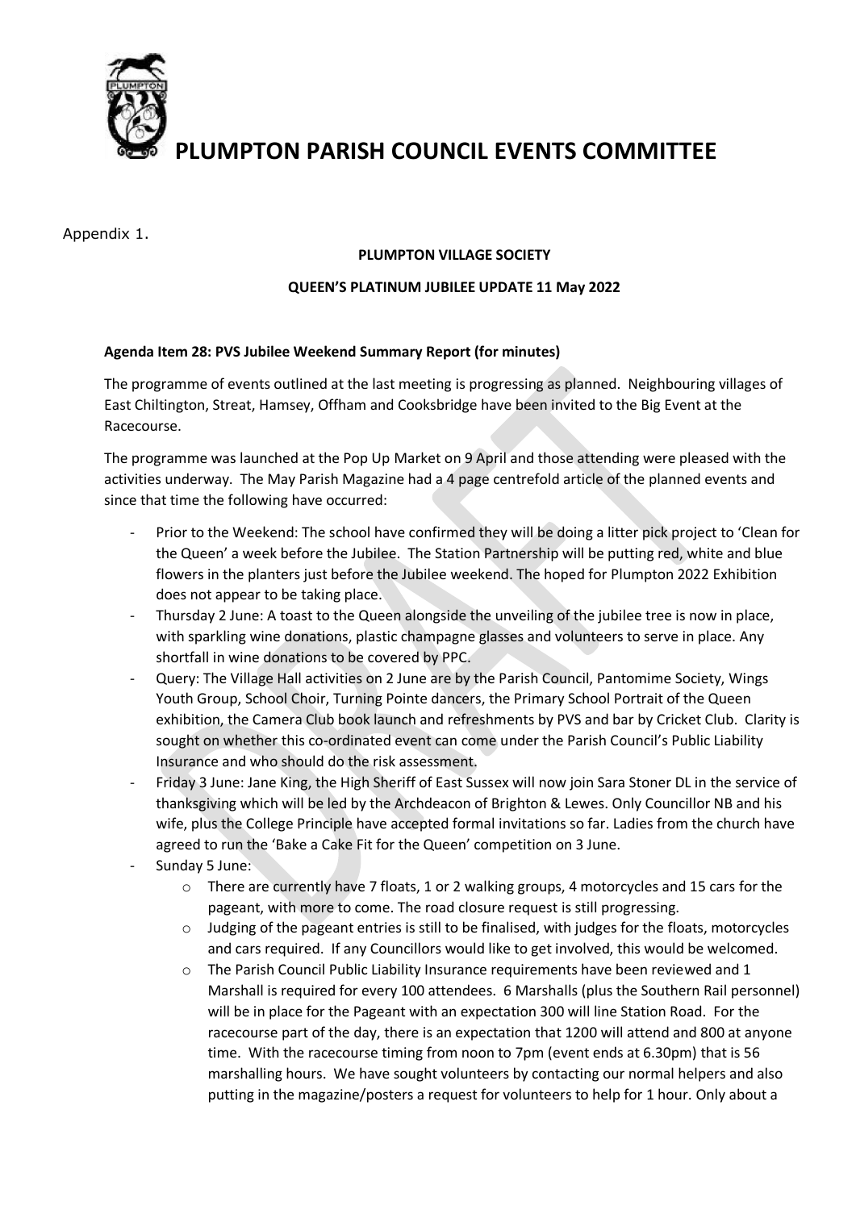# PLUMPTON PARISH COUNCIL EVENTS COMMITTEE

Appendix 1.

**PLUMPTON VILLAGE SOCIETY**

**QUEEN'S PLATINUM JUBILEE UPDATE 11 May 2022**

**Agenda Item 28: PVS Jubilee Weekend Summary Report (for minutes)**

The programme of events outlined at the last meeting is progressing as planned. Neighbouring villages of East Chiltington, Streat, Hamsey, Offham and Cooksbridge have been invited to the Big Event at the Racecourse.

The programme was launched at the Pop Up Market on 9 April and those attending were pleased with the activities underway. The May Parish Magazine had a 4 page centrefold article of the planned events and since that time the following have occurred:

- Prior to the Weekend: The school have confirmed they will be doing a litter pick project to 'Clean for the Queen' a week before the Jubilee. The Station Partnership will be putting red, white and blue flowers in the planters just before the Jubilee weekend. The hoped for Plumpton 2022 Exhibition does not appear to be taking place.
- Thursday 2 June: A toast to the Queen alongside the unveiling of the jubilee tree is now in place, with sparkling wine donations, plastic champagne glasses and volunteers to serve in place. Any shortfall in wine donations to be covered by PPC.
- Query: The Village Hall activities on 2 June are by the Parish Council, Pantomime Society, Wings Youth Group, School Choir, Turning Pointe dancers, the Primary School Portrait of the Queen exhibition, the Camera Club book launch and refreshments by PVS and bar by Cricket Club. Clarity is sought on whether this co-ordinated event can come under the Parish Council's Public Liability Insurance and who should do the risk assessment.
- Friday 3 June: Jane King, the High Sheriff of East Sussex will now join Sara Stoner DL in the service of thanksgiving which will be led by the Archdeacon of Brighton & Lewes. Only Councillor NB and his wife, plus the College Principle have accepted formal invitations so far. Ladies from the church have agreed to run the 'Bake a Cake Fit for the Queen' competition on 3 June.
- Sunday 5 June:
  - There are currently have 7 floats, 1 or 2 walking groups, 4 motorcycles and 15 cars for the pageant, with more to come. The road closure request is still progressing.
  - Judging of the pageant entries is still to be finalised, with judges for the floats, motorcycles and cars required. If any Councillors would like to get involved, this would be welcomed.
  - The Parish Council Public Liability Insurance requirements have been reviewed and 1 Marshall is required for every 100 attendees. 6 Marshalls (plus the Southern Rail personnel) will be in place for the Pageant with an expectation 300 will line Station Road. For the racecourse part of the day, there is an expectation that 1200 will attend and 800 at anyone time. With the racecourse timing from noon to 7pm (event ends at 6.30pm) that is 56 marshalling hours. We have sought volunteers by contacting our normal helpers and also putting in the magazine/posters a request for volunteers to help for 1 hour. Only about a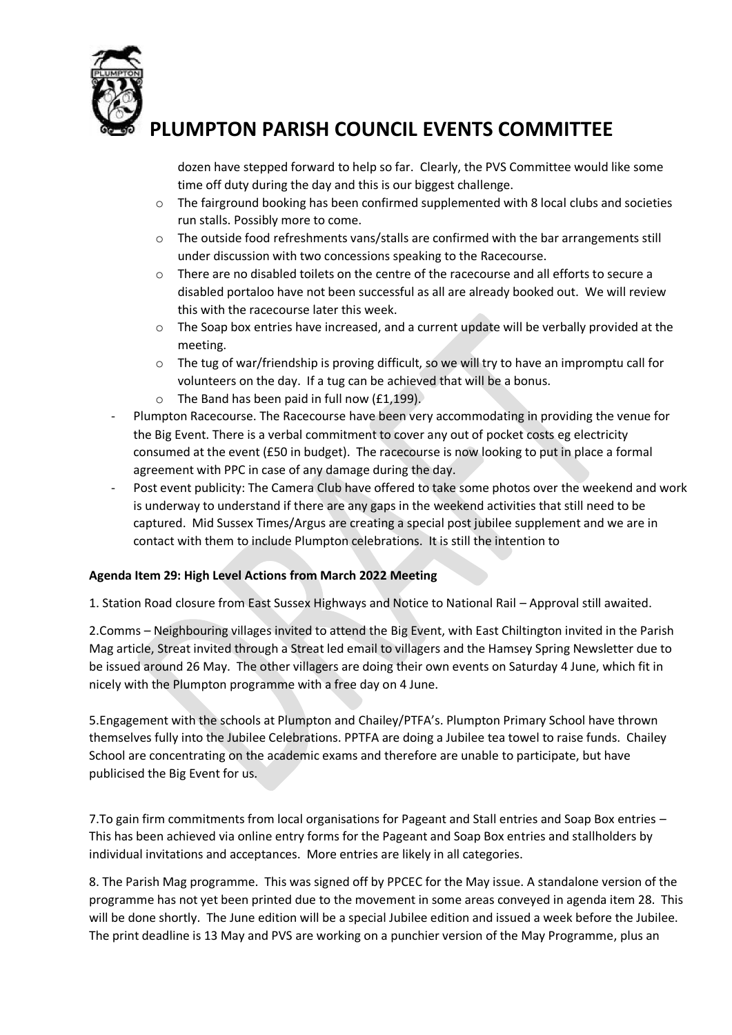dozen have stepped forward to help so far. Clearly, the PVS Committee would like some time off duty during the day and this is our biggest challenge.

- The fairground booking has been confirmed supplemented with 8 local clubs and societies run stalls. Possibly more to come.
- The outside food refreshments vans/stalls are confirmed with the bar arrangements still under discussion with two concessions speaking to the Racecourse.
- There are no disabled toilets on the centre of the racecourse and all efforts to secure a disabled portaloo have not been successful as all are already booked out. We will review this with the racecourse later this week.
- The Soap box entries have increased, and a current update will be verbally provided at the meeting.
- The tug of war/friendship is proving difficult, so we will try to have an impromptu call for volunteers on the day. If a tug can be achieved that will be a bonus.
- The Band has been paid in full now (£1,199).

- Plumpton Racecourse. The Racecourse have been very accommodating in providing the venue for the Big Event. There is a verbal commitment to cover any out of pocket costs eg electricity consumed at the event (£50 in budget). The racecourse is now looking to put in place a formal agreement with PPC in case of any damage during the day.
- Post event publicity: The Camera Club have offered to take some photos over the weekend and work is underway to understand if there are any gaps in the weekend activities that still need to be captured. Mid Sussex Times/Argus are creating a special post jubilee supplement and we are in contact with them to include Plumpton celebrations. It is still the intention to

**Agenda Item 29: High Level Actions from March 2022 Meeting**

1. Station Road closure from East Sussex Highways and Notice to National Rail – Approval still awaited.

2.Comms – Neighbouring villages invited to attend the Big Event, with East Chiltington invited in the Parish Mag article, Streat invited through a Streat led email to villagers and the Hamsey Spring Newsletter due to be issued around 26 May. The other villagers are doing their own events on Saturday 4 June, which fit in nicely with the Plumpton programme with a free day on 4 June.

5.Engagement with the schools at Plumpton and Chailey/PTFA's. Plumpton Primary School have thrown themselves fully into the Jubilee Celebrations. PPTFA are doing a Jubilee tea towel to raise funds. Chailey School are concentrating on the academic exams and therefore are unable to participate, but have publicised the Big Event for us.

7.To gain firm commitments from local organisations for Pageant and Stall entries and Soap Box entries – This has been achieved via online entry forms for the Pageant and Soap Box entries and stallholders by individual invitations and acceptances. More entries are likely in all categories.

8. The Parish Mag programme. This was signed off by PPCEC for the May issue. A standalone version of the programme has not yet been printed due to the movement in some areas conveyed in agenda item 28. This will be done shortly. The June edition will be a special Jubilee edition and issued a week before the Jubilee. The print deadline is 13 May and PVS are working on a punchier version of the May Programme, plus an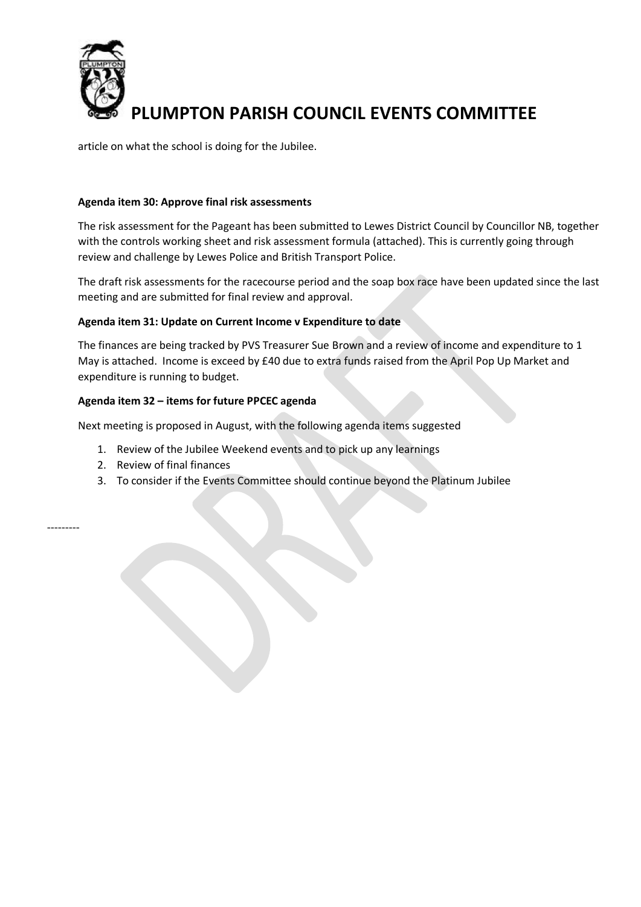article on what the school is doing for the Jubilee.

**Agenda item 30: Approve final risk assessments**

The risk assessment for the Pageant has been submitted to Lewes District Council by Councillor NB, together with the controls working sheet and risk assessment formula (attached). This is currently going through review and challenge by Lewes Police and British Transport Police.

The draft risk assessments for the racecourse period and the soap box race have been updated since the last meeting and are submitted for final review and approval.

**Agenda item 31: Update on Current Income v Expenditure to date**

The finances are being tracked by PVS Treasurer Sue Brown and a review of income and expenditure to 1 May is attached. Income is exceed by £40 due to extra funds raised from the April Pop Up Market and expenditure is running to budget.

**Agenda item 32 – items for future PPCEC agenda**

Next meeting is proposed in August, with the following agenda items suggested

1. Review of the Jubilee Weekend events and to pick up any learnings
2. Review of final finances
3. To consider if the Events Committee should continue beyond the Platinum Jubilee

---------